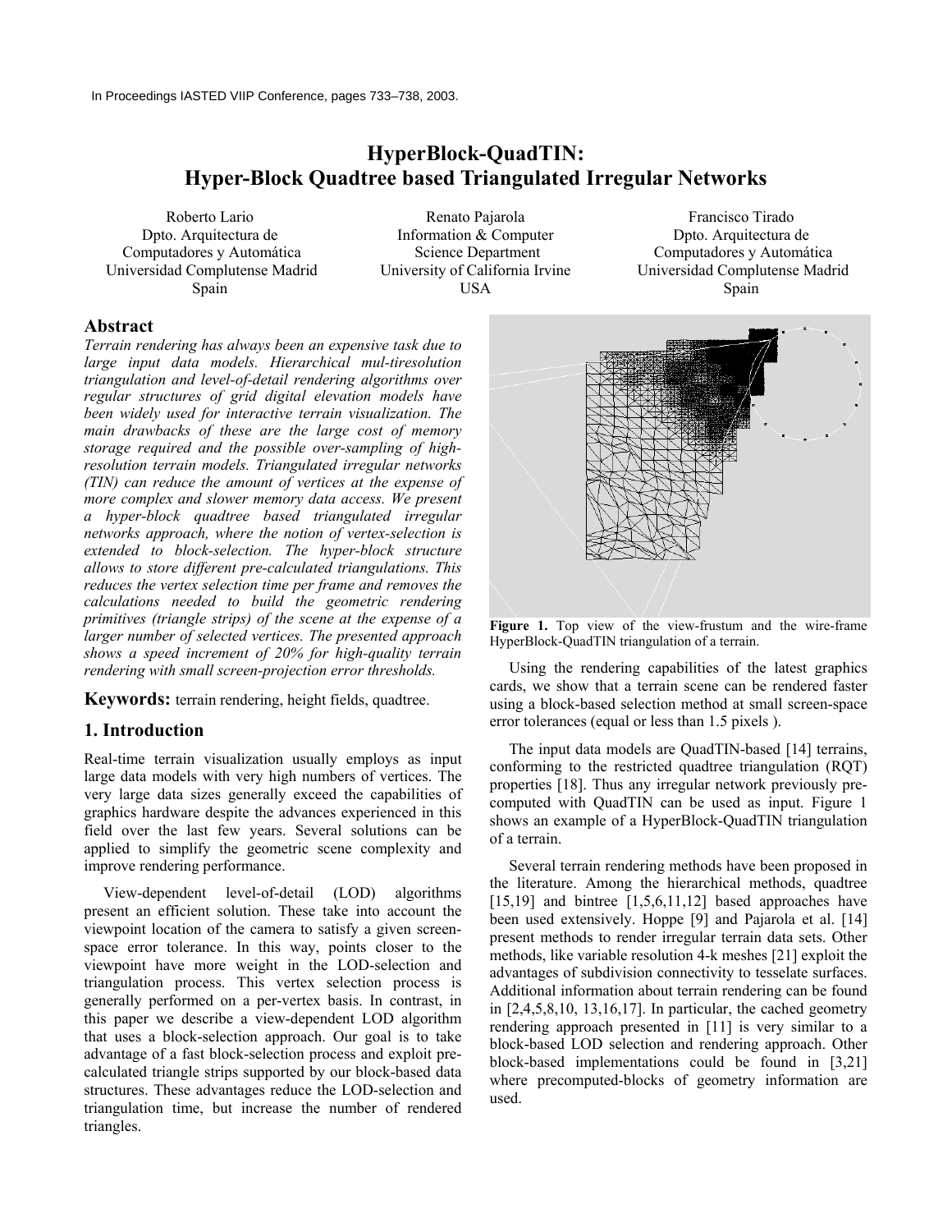In Proceedings IASTED VIIP Conference, pages 733–738, 2003.

# HyperBlock-QuadTIN: Hyper-Block Quadtree based Triangulated Irregular Networks

Roberto Lario
Dpto. Arquitectura de Computadores y Automática
Universidad Complutense Madrid
Spain

Renato Pajarola
Information & Computer Science Department
University of California Irvine
USA

Francisco Tirado
Dpto. Arquitectura de Computadores y Automática
Universidad Complutense Madrid
Spain

## Abstract

*Terrain rendering has always been an expensive task due to large input data models. Hierarchical mul-tiresolution triangulation and level-of-detail rendering algorithms over regular structures of grid digital elevation models have been widely used for interactive terrain visualization. The main drawbacks of these are the large cost of memory storage required and the possible over-sampling of high-resolution terrain models. Triangulated irregular networks (TIN) can reduce the amount of vertices at the expense of more complex and slower memory data access. We present a hyper-block quadtree based triangulated irregular networks approach, where the notion of vertex-selection is extended to block-selection. The hyper-block structure allows to store different pre-calculated triangulations. This reduces the vertex selection time per frame and removes the calculations needed to build the geometric rendering primitives (triangle strips) of the scene at the expense of a larger number of selected vertices. The presented approach shows a speed increment of 20% for high-quality terrain rendering with small screen-projection error thresholds.*

**Keywords:** terrain rendering, height fields, quadtree.

## 1. Introduction

Real-time terrain visualization usually employs as input large data models with very high numbers of vertices. The very large data sizes generally exceed the capabilities of graphics hardware despite the advances experienced in this field over the last few years. Several solutions can be applied to simplify the geometric scene complexity and improve rendering performance.

View-dependent level-of-detail (LOD) algorithms present an efficient solution. These take into account the viewpoint location of the camera to satisfy a given screen-space error tolerance. In this way, points closer to the viewpoint have more weight in the LOD-selection and triangulation process. This vertex selection process is generally performed on a per-vertex basis. In contrast, in this paper we describe a view-dependent LOD algorithm that uses a block-selection approach. Our goal is to take advantage of a fast block-selection process and exploit pre-calculated triangle strips supported by our block-based data structures. These advantages reduce the LOD-selection and triangulation time, but increase the number of rendered triangles.

**Figure 1.** Top view of the view-frustum and the wire-frame HyperBlock-QuadTIN triangulation of a terrain.

Using the rendering capabilities of the latest graphics cards, we show that a terrain scene can be rendered faster using a block-based selection method at small screen-space error tolerances (equal or less than 1.5 pixels ).

The input data models are QuadTIN-based [14] terrains, conforming to the restricted quadtree triangulation (RQT) properties [18]. Thus any irregular network previously pre-computed with QuadTIN can be used as input. Figure 1 shows an example of a HyperBlock-QuadTIN triangulation of a terrain.

Several terrain rendering methods have been proposed in the literature. Among the hierarchical methods, quadtree [15,19] and bintree [1,5,6,11,12] based approaches have been used extensively. Hoppe [9] and Pajarola et al. [14] present methods to render irregular terrain data sets. Other methods, like variable resolution 4-k meshes [21] exploit the advantages of subdivision connectivity to tesselate surfaces. Additional information about terrain rendering can be found in [2,4,5,8,10, 13,16,17]. In particular, the cached geometry rendering approach presented in [11] is very similar to a block-based LOD selection and rendering approach. Other block-based implementations could be found in [3,21] where precomputed-blocks of geometry information are used.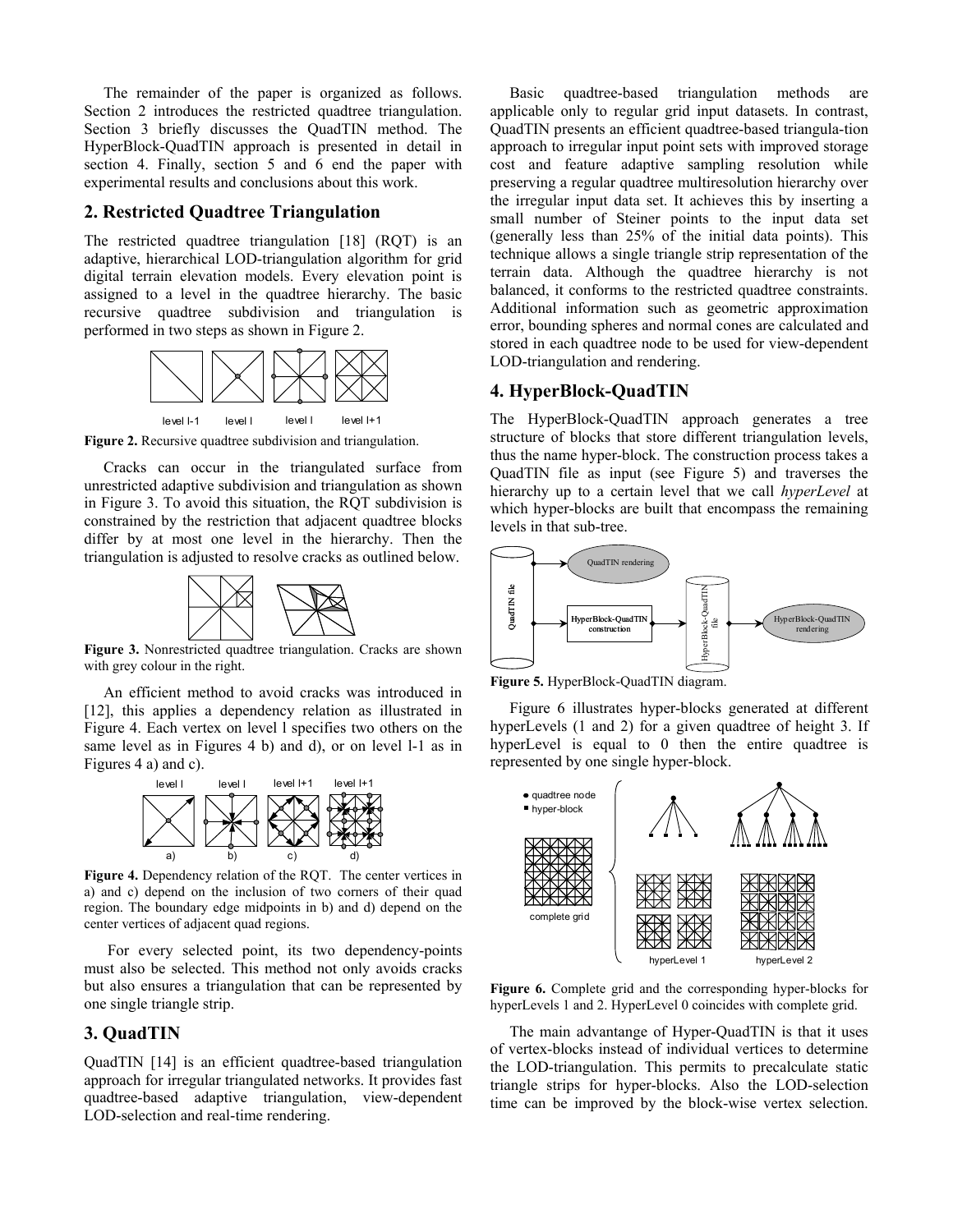The remainder of the paper is organized as follows. Section 2 introduces the restricted quadtree triangulation. Section 3 briefly discusses the QuadTIN method. The HyperBlock-QuadTIN approach is presented in detail in section 4. Finally, section 5 and 6 end the paper with experimental results and conclusions about this work.

## 2. Restricted Quadtree Triangulation

The restricted quadtree triangulation [18] (RQT) is an adaptive, hierarchical LOD-triangulation algorithm for grid digital terrain elevation models. Every elevation point is assigned to a level in the quadtree hierarchy. The basic recursive quadtree subdivision and triangulation is performed in two steps as shown in Figure 2.

level l-1 level l level l level l+1

**Figure 2.** Recursive quadtree subdivision and triangulation.

Cracks can occur in the triangulated surface from unrestricted adaptive subdivision and triangulation as shown in Figure 3. To avoid this situation, the RQT subdivision is constrained by the restriction that adjacent quadtree blocks differ by at most one level in the hierarchy. Then the triangulation is adjusted to resolve cracks as outlined below.

**Figure 3.** Nonrestricted quadtree triangulation. Cracks are shown with grey colour in the right.

An efficient method to avoid cracks was introduced in [12], this applies a dependency relation as illustrated in Figure 4. Each vertex on level l specifies two others on the same level as in Figures 4 b) and d), or on level l-1 as in Figures 4 a) and c).

level l level l level l+1 level l+1

a) b) c) d)

**Figure 4.** Dependency relation of the RQT. The center vertices in a) and c) depend on the inclusion of two corners of their quad region. The boundary edge midpoints in b) and d) depend on the center vertices of adjacent quad regions.

For every selected point, its two dependency-points must also be selected. This method not only avoids cracks but also ensures a triangulation that can be represented by one single triangle strip.

## 3. QuadTIN

QuadTIN [14] is an efficient quadtree-based triangulation approach for irregular triangulated networks. It provides fast quadtree-based adaptive triangulation, view-dependent LOD-selection and real-time rendering.

Basic quadtree-based triangulation methods are applicable only to regular grid input datasets. In contrast, QuadTIN presents an efficient quadtree-based triangula-tion approach to irregular input point sets with improved storage cost and feature adaptive sampling resolution while preserving a regular quadtree multiresolution hierarchy over the irregular input data set. It achieves this by inserting a small number of Steiner points to the input data set (generally less than 25% of the initial data points). This technique allows a single triangle strip representation of the terrain data. Although the quadtree hierarchy is not balanced, it conforms to the restricted quadtree constraints. Additional information such as geometric approximation error, bounding spheres and normal cones are calculated and stored in each quadtree node to be used for view-dependent LOD-triangulation and rendering.

## 4. HyperBlock-QuadTIN

The HyperBlock-QuadTIN approach generates a tree structure of blocks that store different triangulation levels, thus the name hyper-block. The construction process takes a QuadTIN file as input (see Figure 5) and traverses the hierarchy up to a certain level that we call *hyperLevel* at which hyper-blocks are built that encompass the remaining levels in that sub-tree.

QuadTIN file — QuadTIN rendering; HyperBlock-QuadTIN construction — HyperBlock-QuadTIN file — HyperBlock-QuadTIN rendering

**Figure 5.** HyperBlock-QuadTIN diagram.

Figure 6 illustrates hyper-blocks generated at different hyperLevels (1 and 2) for a given quadtree of height 3. If hyperLevel is equal to 0 then the entire quadtree is represented by one single hyper-block.

● quadtree node
■ hyper-block

complete grid hyperLevel 1 hyperLevel 2

**Figure 6.** Complete grid and the corresponding hyper-blocks for hyperLevels 1 and 2. HyperLevel 0 coincides with complete grid.

The main advantange of Hyper-QuadTIN is that it uses of vertex-blocks instead of individual vertices to determine the LOD-triangulation. This permits to precalculate static triangle strips for hyper-blocks. Also the LOD-selection time can be improved by the block-wise vertex selection.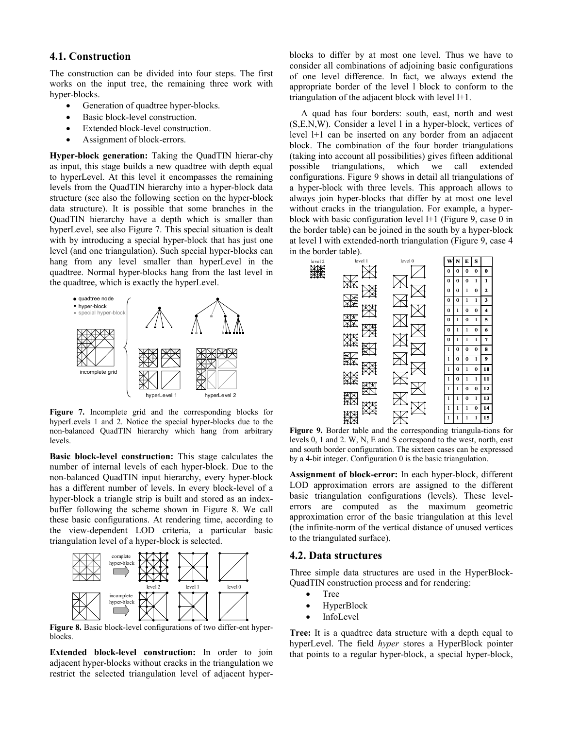## 4.1. Construction

The construction can be divided into four steps. The first works on the input tree, the remaining three work with hyper-blocks.

- Generation of quadtree hyper-blocks.
- Basic block-level construction.
- Extended block-level construction.
- Assignment of block-errors.

**Hyper-block generation:** Taking the QuadTIN hierar-chy as input, this stage builds a new quadtree with depth equal to hyperLevel. At this level it encompasses the remaining levels from the QuadTIN hierarchy into a hyper-block data structure (see also the following section on the hyper-block data structure). It is possible that some branches in the QuadTIN hierarchy have a depth which is smaller than hyperLevel, see also Figure 7. This special situation is dealt with by introducing a special hyper-block that has just one level (and one triangulation). Such special hyper-blocks can hang from any level smaller than hyperLevel in the quadtree. Normal hyper-blocks hang from the last level in the quadtree, which is exactly the hyperLevel.

**Figure 7.** Incomplete grid and the corresponding blocks for hyperLevels 1 and 2. Notice the special hyper-blocks due to the non-balanced QuadTIN hierarchy which hang from arbitrary levels.

**Basic block-level construction:** This stage calculates the number of internal levels of each hyper-block. Due to the non-balanced QuadTIN input hierarchy, every hyper-block has a different number of levels. In every block-level of a hyper-block a triangle strip is built and stored as an index-buffer following the scheme shown in Figure 8. We call these basic configurations. At rendering time, according to the view-dependent LOD criteria, a particular basic triangulation level of a hyper-block is selected.

**Figure 8.** Basic block-level configurations of two differ-ent hyper-blocks.

**Extended block-level construction:** In order to join adjacent hyper-blocks without cracks in the triangulation we restrict the selected triangulation level of adjacent hyper-blocks to differ by at most one level. Thus we have to consider all combinations of adjoining basic configurations of one level difference. In fact, we always extend the appropriate border of the level l block to conform to the triangulation of the adjacent block with level l+1.

A quad has four borders: south, east, north and west (S,E,N,W). Consider a level l in a hyper-block, vertices of level l+1 can be inserted on any border from an adjacent block. The combination of the four border triangulations (taking into account all possibilities) gives fifteen additional possible triangulations, which we call extended configurations. Figure 9 shows in detail all triangulations of a hyper-block with three levels. This approach allows to always join hyper-blocks that differ by at most one level without cracks in the triangulation. For example, a hyper-block with basic configuration level l+1 (Figure 9, case 0 in the border table) can be joined in the south by a hyper-block at level l with extended-north triangulation (Figure 9, case 4 in the border table).

| W | N | E | S | |
|---|---|---|---|---|
| 0 | 0 | 0 | 0 | **0** |
| 0 | 0 | 0 | 1 | **1** |
| 0 | 0 | 1 | 0 | **2** |
| 0 | 0 | 1 | 1 | **3** |
| 0 | 1 | 0 | 0 | **4** |
| 0 | 1 | 0 | 1 | **5** |
| 0 | 1 | 1 | 0 | **6** |
| 0 | 1 | 1 | 1 | **7** |
| 1 | 0 | 0 | 0 | **8** |
| 1 | 0 | 0 | 1 | **9** |
| 1 | 0 | 1 | 0 | **10** |
| 1 | 0 | 1 | 1 | **11** |
| 1 | 1 | 0 | 0 | **12** |
| 1 | 1 | 0 | 1 | **13** |
| 1 | 1 | 1 | 0 | **14** |
| 1 | 1 | 1 | 1 | **15** |

**Figure 9.** Border table and the corresponding triangula-tions for levels 0, 1 and 2. W, N, E and S correspond to the west, north, east and south border configuration. The sixteen cases can be expressed by a 4-bit integer. Configuration 0 is the basic triangulation.

**Assignment of block-error:** In each hyper-block, different LOD approximation errors are assigned to the different basic triangulation configurations (levels). These level-errors are computed as the maximum geometric approximation error of the basic triangulation at this level (the infinite-norm of the vertical distance of unused vertices to the triangulated surface).

## 4.2. Data structures

Three simple data structures are used in the HyperBlock-QuadTIN construction process and for rendering:

- Tree
- HyperBlock
- InfoLevel

**Tree:** It is a quadtree data structure with a depth equal to hyperLevel. The field *hyper* stores a HyperBlock pointer that points to a regular hyper-block, a special hyper-block,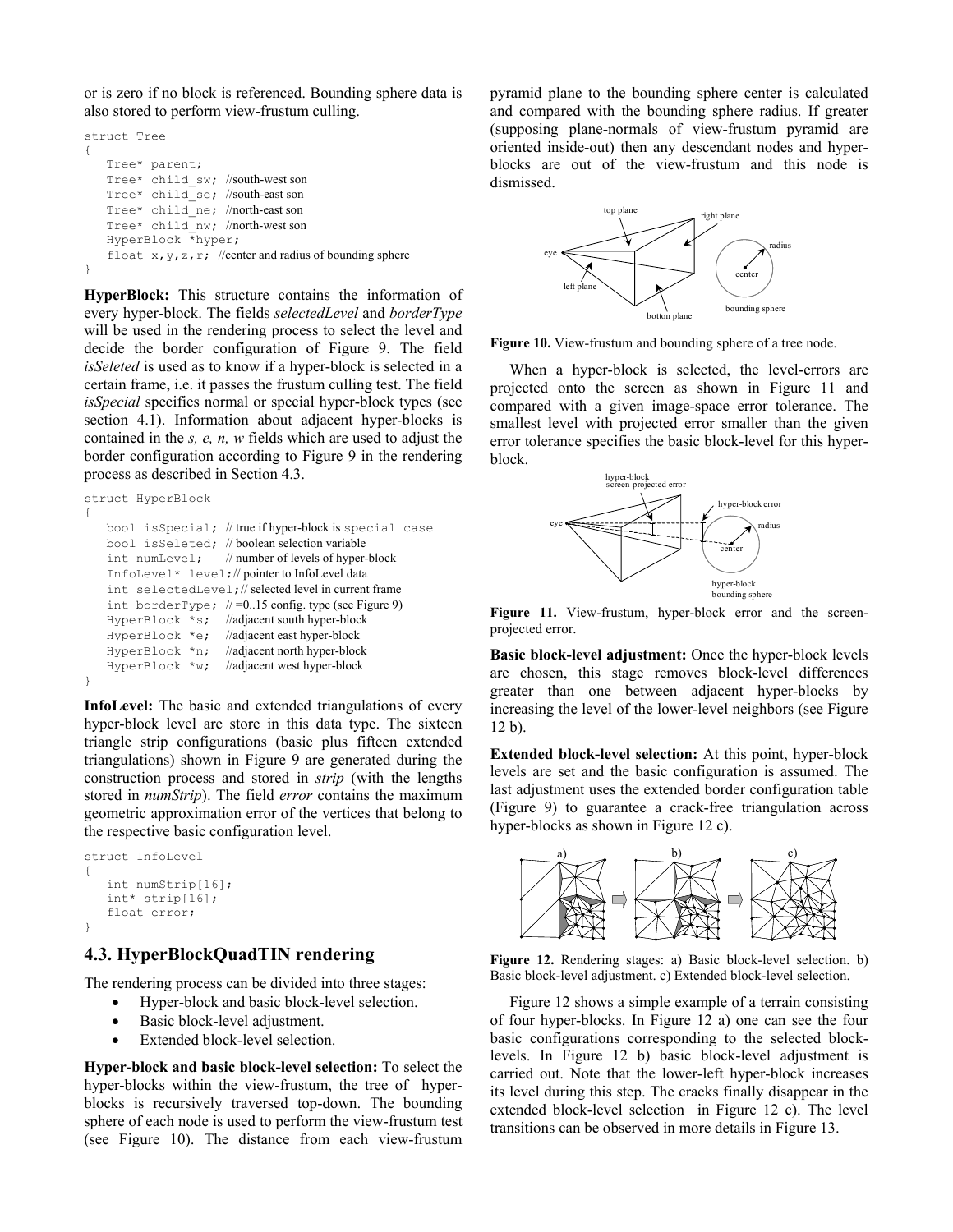or is zero if no block is referenced. Bounding sphere data is also stored to perform view-frustum culling.

```
struct Tree
{
   Tree* parent;
   Tree* child_sw; //south-west son
   Tree* child_se; //south-east son
   Tree* child_ne; //north-east son
   Tree* child_nw; //north-west son
   HyperBlock *hyper;
   float x,y,z,r; //center and radius of bounding sphere
}
```

**HyperBlock:** This structure contains the information of every hyper-block. The fields *selectedLevel* and *borderType* will be used in the rendering process to select the level and decide the border configuration of Figure 9. The field *isSeleted* is used as to know if a hyper-block is selected in a certain frame, i.e. it passes the frustum culling test. The field *isSpecial* specifies normal or special hyper-block types (see section 4.1). Information about adjacent hyper-blocks is contained in the *s, e, n, w* fields which are used to adjust the border configuration according to Figure 9 in the rendering process as described in Section 4.3.

```
struct HyperBlock
{
   bool isSpecial; // true if hyper-block is special case
   bool isSeleted; // boolean selection variable
   int numLevel;   // number of levels of hyper-block
   InfoLevel* level;// pointer to InfoLevel data
   int selectedLevel;// selected level in current frame
   int borderType; // =0..15 config. type (see Figure 9)
   HyperBlock *s;  //adjacent south hyper-block
   HyperBlock *e;  //adjacent east hyper-block
   HyperBlock *n;  //adjacent north hyper-block
   HyperBlock *w;  //adjacent west hyper-block
}
```

**InfoLevel:** The basic and extended triangulations of every hyper-block level are store in this data type. The sixteen triangle strip configurations (basic plus fifteen extended triangulations) shown in Figure 9 are generated during the construction process and stored in *strip* (with the lengths stored in *numStrip*). The field *error* contains the maximum geometric approximation error of the vertices that belong to the respective basic configuration level.

```
struct InfoLevel
{
   int numStrip[16];
   int* strip[16];
   float error;
}
```

## 4.3. HyperBlockQuadTIN rendering

The rendering process can be divided into three stages:

- Hyper-block and basic block-level selection.
- Basic block-level adjustment.
- Extended block-level selection.

**Hyper-block and basic block-level selection:** To select the hyper-blocks within the view-frustum, the tree of hyper-blocks is recursively traversed top-down. The bounding sphere of each node is used to perform the view-frustum test (see Figure 10). The distance from each view-frustum pyramid plane to the bounding sphere center is calculated and compared with the bounding sphere radius. If greater (supposing plane-normals of view-frustum pyramid are oriented inside-out) then any descendant nodes and hyper-blocks are out of the view-frustum and this node is dismissed.

**Figure 10.** View-frustum and bounding sphere of a tree node.

When a hyper-block is selected, the level-errors are projected onto the screen as shown in Figure 11 and compared with a given image-space error tolerance. The smallest level with projected error smaller than the given error tolerance specifies the basic block-level for this hyper-block.

**Figure 11.** View-frustum, hyper-block error and the screen-projected error.

**Basic block-level adjustment:** Once the hyper-block levels are chosen, this stage removes block-level differences greater than one between adjacent hyper-blocks by increasing the level of the lower-level neighbors (see Figure 12 b).

**Extended block-level selection:** At this point, hyper-block levels are set and the basic configuration is assumed. The last adjustment uses the extended border configuration table (Figure 9) to guarantee a crack-free triangulation across hyper-blocks as shown in Figure 12 c).

**Figure 12.** Rendering stages: a) Basic block-level selection. b) Basic block-level adjustment. c) Extended block-level selection.

Figure 12 shows a simple example of a terrain consisting of four hyper-blocks. In Figure 12 a) one can see the four basic configurations corresponding to the selected block-levels. In Figure 12 b) basic block-level adjustment is carried out. Note that the lower-left hyper-block increases its level during this step. The cracks finally disappear in the extended block-level selection in Figure 12 c). The level transitions can be observed in more details in Figure 13.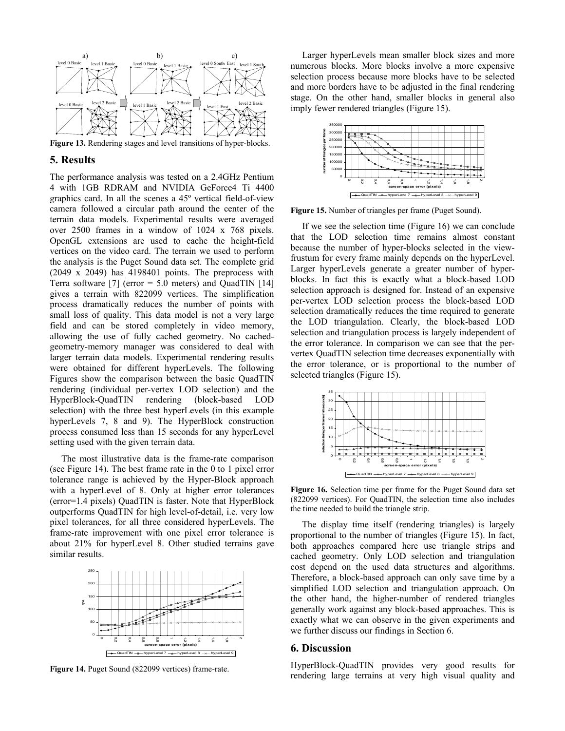**Figure 13.** Rendering stages and level transitions of hyper-blocks.

## 5. Results

The performance analysis was tested on a 2.4GHz Pentium 4 with 1GB RDRAM and NVIDIA GeForce4 Ti 4400 graphics card. In all the scenes a 45º vertical field-of-view camera followed a circular path around the center of the terrain data models. Experimental results were averaged over 2500 frames in a window of 1024 x 768 pixels. OpenGL extensions are used to cache the height-field vertices on the video card. The terrain we used to perform the analysis is the Puget Sound data set. The complete grid (2049 x 2049) has 4198401 points. The preprocess with Terra software [7] (error = 5.0 meters) and QuadTIN [14] gives a terrain with 822099 vertices. The simplification process dramatically reduces the number of points with small loss of quality. This data model is not a very large field and can be stored completely in video memory, allowing the use of fully cached geometry. No cached-geometry-memory manager was considered to deal with larger terrain data models. Experimental rendering results were obtained for different hyperLevels. The following Figures show the comparison between the basic QuadTIN rendering (individual per-vertex LOD selection) and the HyperBlock-QuadTIN rendering (block-based LOD selection) with the three best hyperLevels (in this example hyperLevels 7, 8 and 9). The HyperBlock construction process consumed less than 15 seconds for any hyperLevel setting used with the given terrain data.

The most illustrative data is the frame-rate comparison (see Figure 14). The best frame rate in the 0 to 1 pixel error tolerance range is achieved by the Hyper-Block approach with a hyperLevel of 8. Only at higher error tolerances (error=1.4 pixels) QuadTIN is faster. Note that HyperBlock outperforms QuadTIN for high level-of-detail, i.e. very low pixel tolerances, for all three considered hyperLevels. The frame-rate improvement with one pixel error tolerance is about 21% for hyperLevel 8. Other studied terrains gave similar results.

**Figure 14.** Puget Sound (822099 vertices) frame-rate.

Larger hyperLevels mean smaller block sizes and more numerous blocks. More blocks involve a more expensive selection process because more blocks have to be selected and more borders have to be adjusted in the final rendering stage. On the other hand, smaller blocks in general also imply fewer rendered triangles (Figure 15).

**Figure 15.** Number of triangles per frame (Puget Sound).

If we see the selection time (Figure 16) we can conclude that the LOD selection time remains almost constant because the number of hyper-blocks selected in the view-frustum for every frame mainly depends on the hyperLevel. Larger hyperLevels generate a greater number of hyper-blocks. In fact this is exactly what a block-based LOD selection approach is designed for. Instead of an expensive per-vertex LOD selection process the block-based LOD selection dramatically reduces the time required to generate the LOD triangulation. Clearly, the block-based LOD selection and triangulation process is largely independent of the error tolerance. In comparison we can see that the per-vertex QuadTIN selection time decreases exponentially with the error tolerance, or is proportional to the number of selected triangles (Figure 15).

**Figure 16.** Selection time per frame for the Puget Sound data set (822099 vertices). For QuadTIN, the selection time also includes the time needed to build the triangle strip.

The display time itself (rendering triangles) is largely proportional to the number of triangles (Figure 15). In fact, both approaches compared here use triangle strips and cached geometry. Only LOD selection and triangulation cost depend on the used data structures and algorithms. Therefore, a block-based approach can only save time by a simplified LOD selection and triangulation approach. On the other hand, the higher-number of rendered triangles generally work against any block-based approaches. This is exactly what we can observe in the given experiments and we further discuss our findings in Section 6.

## 6. Discussion

HyperBlock-QuadTIN provides very good results for rendering large terrains at very high visual quality and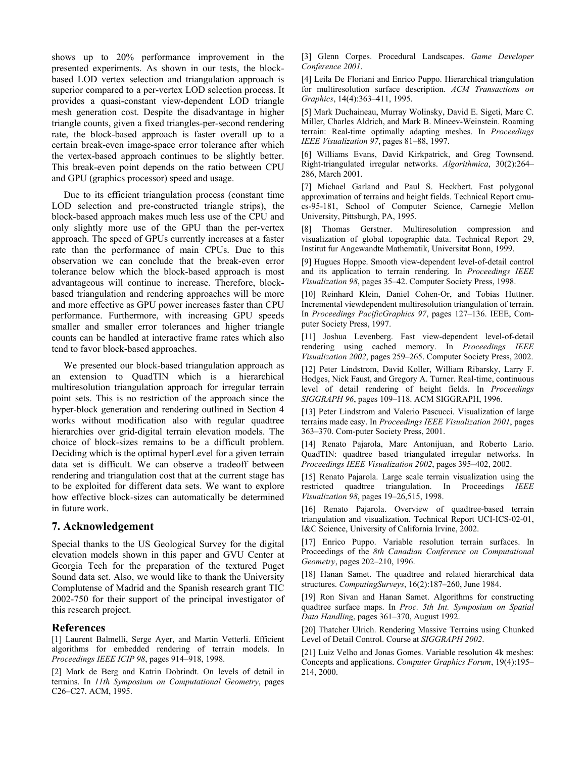shows up to 20% performance improvement in the presented experiments. As shown in our tests, the block-based LOD vertex selection and triangulation approach is superior compared to a per-vertex LOD selection process. It provides a quasi-constant view-dependent LOD triangle mesh generation cost. Despite the disadvantage in higher triangle counts, given a fixed triangles-per-second rendering rate, the block-based approach is faster overall up to a certain break-even image-space error tolerance after which the vertex-based approach continues to be slightly better. This break-even point depends on the ratio between CPU and GPU (graphics processor) speed and usage.

Due to its efficient triangulation process (constant time LOD selection and pre-constructed triangle strips), the block-based approach makes much less use of the CPU and only slightly more use of the GPU than the per-vertex approach. The speed of GPUs currently increases at a faster rate than the performance of main CPUs. Due to this observation we can conclude that the break-even error tolerance below which the block-based approach is most advantageous will continue to increase. Therefore, block-based triangulation and rendering approaches will be more and more effective as GPU power increases faster than CPU performance. Furthermore, with increasing GPU speeds smaller and smaller error tolerances and higher triangle counts can be handled at interactive frame rates which also tend to favor block-based approaches.

We presented our block-based triangulation approach as an extension to QuadTIN which is a hierarchical multiresolution triangulation approach for irregular terrain point sets. This is no restriction of the approach since the hyper-block generation and rendering outlined in Section 4 works without modification also with regular quadtree hierarchies over grid-digital terrain elevation models. The choice of block-sizes remains to be a difficult problem. Deciding which is the optimal hyperLevel for a given terrain data set is difficult. We can observe a tradeoff between rendering and triangulation cost that at the current stage has to be exploited for different data sets. We want to explore how effective block-sizes can automatically be determined in future work.

## 7. Acknowledgement

Special thanks to the US Geological Survey for the digital elevation models shown in this paper and GVU Center at Georgia Tech for the preparation of the textured Puget Sound data set. Also, we would like to thank the University Complutense of Madrid and the Spanish research grant TIC 2002-750 for their support of the principal investigator of this research project.

## References

[1] Laurent Balmelli, Serge Ayer, and Martin Vetterli. Efficient algorithms for embedded rendering of terrain models. In *Proceedings IEEE ICIP 98*, pages 914–918, 1998.

[2] Mark de Berg and Katrin Dobrindt. On levels of detail in terrains. In *11th Symposium on Computational Geometry*, pages C26–C27. ACM, 1995.

[3] Glenn Corpes. Procedural Landscapes. *Game Developer Conference 2001*.

[4] Leila De Floriani and Enrico Puppo. Hierarchical triangulation for multiresolution surface description. *ACM Transactions on Graphics*, 14(4):363–411, 1995.

[5] Mark Duchaineau, Murray Wolinsky, David E. Sigeti, Marc C. Miller, Charles Aldrich, and Mark B. Mineev-Weinstein. Roaming terrain: Real-time optimally adapting meshes. In *Proceedings IEEE Visualization 97*, pages 81–88, 1997.

[6] Williams Evans, David Kirkpatrick, and Greg Townsend. Right-triangulated irregular networks. *Algorithmica*, 30(2):264–286, March 2001.

[7] Michael Garland and Paul S. Heckbert. Fast polygonal approximation of terrains and height fields. Technical Report cmu-cs-95-181, School of Computer Science, Carnegie Mellon University, Pittsburgh, PA, 1995.

[8] Thomas Gerstner. Multiresolution compression and visualization of global topographic data. Technical Report 29, Institut fur Angewandte Mathematik, Universitat Bonn, 1999.

[9] Hugues Hoppe. Smooth view-dependent level-of-detail control and its application to terrain rendering. In *Proceedings IEEE Visualization 98*, pages 35–42. Computer Society Press, 1998.

[10] Reinhard Klein, Daniel Cohen-Or, and Tobias Huttner. Incremental viewdependent multiresolution triangulation of terrain. In *Proceedings PacificGraphics 97*, pages 127–136. IEEE, Computer Society Press, 1997.

[11] Joshua Levenberg. Fast view-dependent level-of-detail rendering using cached memory. In *Proceedings IEEE Visualization 2002*, pages 259–265. Computer Society Press, 2002.

[12] Peter Lindstrom, David Koller, William Ribarsky, Larry F. Hodges, Nick Faust, and Gregory A. Turner. Real-time, continuous level of detail rendering of height fields. In *Proceedings SIGGRAPH 96*, pages 109–118. ACM SIGGRAPH, 1996.

[13] Peter Lindstrom and Valerio Pascucci. Visualization of large terrains made easy. In *Proceedings IEEE Visualization 2001*, pages 363–370. Com-puter Society Press, 2001.

[14] Renato Pajarola, Marc Antonijuan, and Roberto Lario. QuadTIN: quadtree based triangulated irregular networks. In *Proceedings IEEE Visualization 2002*, pages 395–402, 2002.

[15] Renato Pajarola. Large scale terrain visualization using the restricted quadtree triangulation. In Proceedings *IEEE Visualization 98*, pages 19–26,515, 1998.

[16] Renato Pajarola. Overview of quadtree-based terrain triangulation and visualization. Technical Report UCI-ICS-02-01, I&C Science, University of California Irvine, 2002.

[17] Enrico Puppo. Variable resolution terrain surfaces. In Proceedings of the *8th Canadian Conference on Computational Geometry*, pages 202–210, 1996.

[18] Hanan Samet. The quadtree and related hierarchical data structures. *ComputingSurveys*, 16(2):187–260, June 1984.

[19] Ron Sivan and Hanan Samet. Algorithms for constructing quadtree surface maps. In *Proc. 5th Int. Symposium on Spatial Data Handling*, pages 361–370, August 1992.

[20] Thatcher Ulrich. Rendering Massive Terrains using Chunked Level of Detail Control. Course at *SIGGRAPH 2002*.

[21] Luiz Velho and Jonas Gomes. Variable resolution 4k meshes: Concepts and applications. *Computer Graphics Forum*, 19(4):195–214, 2000.